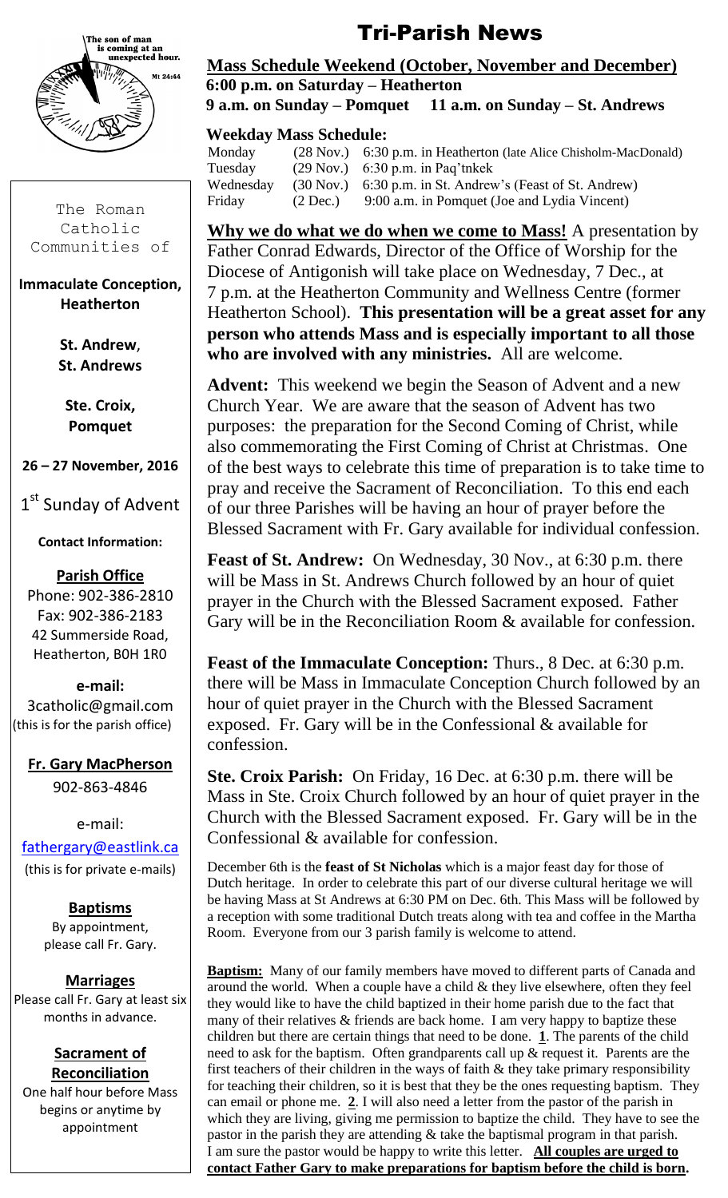# Tri-Parish News

The son of man is coming at an unexpected hour. Mt 24:44

The Roman Catholic Communities of

**Immaculate Conception, Heatherton**

**St. Andrew, St. Andrews**

**Ste. Croix, Pomquet**

**26 – 27 November, 2016**

1st Sunday of Advent

**Contact Information:**

**Parish Office**
Phone: 902-386-2810
Fax: 902-386-2183
42 Summerside Road, Heatherton, B0H 1R0

**e-mail:**
3catholic@gmail.com
(this is for the parish office)

**Fr. Gary MacPherson**
902-863-4846

e-mail:
fathergary@eastlink.ca
(this is for private e-mails)

**Baptisms**
By appointment, please call Fr. Gary.

**Marriages**
Please call Fr. Gary at least six months in advance.

**Sacrament of Reconciliation**
One half hour before Mass begins or anytime by appointment

**Mass Schedule Weekend (October, November and December)**
**6:00 p.m. on Saturday – Heatherton**
**9 a.m. on Sunday – Pomquet 11 a.m. on Sunday – St. Andrews**

**Weekday Mass Schedule:**

| | | |
|---|---|---|
| Monday | (28 Nov.) | 6:30 p.m. in Heatherton (late Alice Chisholm-MacDonald) |
| Tuesday | (29 Nov.) | 6:30 p.m. in Paq'tnkek |
| Wednesday | (30 Nov.) | 6:30 p.m. in St. Andrew's (Feast of St. Andrew) |
| Friday | (2 Dec.) | 9:00 a.m. in Pomquet (Joe and Lydia Vincent) |

**Why we do what we do when we come to Mass!** A presentation by Father Conrad Edwards, Director of the Office of Worship for the Diocese of Antigonish will take place on Wednesday, 7 Dec., at 7 p.m. at the Heatherton Community and Wellness Centre (former Heatherton School). **This presentation will be a great asset for any person who attends Mass and is especially important to all those who are involved with any ministries.** All are welcome.

**Advent:** This weekend we begin the Season of Advent and a new Church Year. We are aware that the season of Advent has two purposes: the preparation for the Second Coming of Christ, while also commemorating the First Coming of Christ at Christmas. One of the best ways to celebrate this time of preparation is to take time to pray and receive the Sacrament of Reconciliation. To this end each of our three Parishes will be having an hour of prayer before the Blessed Sacrament with Fr. Gary available for individual confession.

**Feast of St. Andrew:** On Wednesday, 30 Nov., at 6:30 p.m. there will be Mass in St. Andrews Church followed by an hour of quiet prayer in the Church with the Blessed Sacrament exposed. Father Gary will be in the Reconciliation Room & available for confession.

**Feast of the Immaculate Conception:** Thurs., 8 Dec. at 6:30 p.m. there will be Mass in Immaculate Conception Church followed by an hour of quiet prayer in the Church with the Blessed Sacrament exposed. Fr. Gary will be in the Confessional & available for confession.

**Ste. Croix Parish:** On Friday, 16 Dec. at 6:30 p.m. there will be Mass in Ste. Croix Church followed by an hour of quiet prayer in the Church with the Blessed Sacrament exposed. Fr. Gary will be in the Confessional & available for confession.

December 6th is the **feast of St Nicholas** which is a major feast day for those of Dutch heritage. In order to celebrate this part of our diverse cultural heritage we will be having Mass at St Andrews at 6:30 PM on Dec. 6th. This Mass will be followed by a reception with some traditional Dutch treats along with tea and coffee in the Martha Room. Everyone from our 3 parish family is welcome to attend.

**Baptism:** Many of our family members have moved to different parts of Canada and around the world. When a couple have a child & they live elsewhere, often they feel they would like to have the child baptized in their home parish due to the fact that many of their relatives & friends are back home. I am very happy to baptize these children but there are certain things that need to be done. **1**. The parents of the child need to ask for the baptism. Often grandparents call up & request it. Parents are the first teachers of their children in the ways of faith & they take primary responsibility for teaching their children, so it is best that they be the ones requesting baptism. They can email or phone me. **2**. I will also need a letter from the pastor of the parish in which they are living, giving me permission to baptize the child. They have to see the pastor in the parish they are attending & take the baptismal program in that parish. I am sure the pastor would be happy to write this letter. **All couples are urged to contact Father Gary to make preparations for baptism before the child is born.**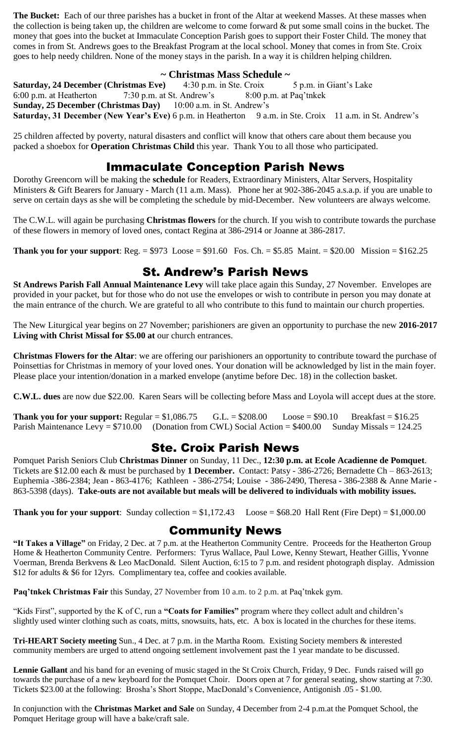**The Bucket:** Each of our three parishes has a bucket in front of the Altar at weekend Masses. At these masses when the collection is being taken up, the children are welcome to come forward & put some small coins in the bucket. The money that goes into the bucket at Immaculate Conception Parish goes to support their Foster Child. The money that comes in from St. Andrews goes to the Breakfast Program at the local school. Money that comes in from Ste. Croix goes to help needy children. None of the money stays in the parish. In a way it is children helping children.

## ~ Christmas Mass Schedule ~

**Saturday, 24 December (Christmas Eve)** 4:30 p.m. in Ste. Croix 5 p.m. in Giant's Lake
6:00 p.m. at Heatherton 7:30 p.m. at St. Andrew's 8:00 p.m. at Paq'tnkek
**Sunday, 25 December (Christmas Day)** 10:00 a.m. in St. Andrew's
**Saturday, 31 December (New Year's Eve)** 6 p.m. in Heatherton 9 a.m. in Ste. Croix 11 a.m. in St. Andrew's

25 children affected by poverty, natural disasters and conflict will know that others care about them because you packed a shoebox for **Operation Christmas Child** this year. Thank You to all those who participated.

# Immaculate Conception Parish News

Dorothy Greencorn will be making the **schedule** for Readers, Extraordinary Ministers, Altar Servers, Hospitality Ministers & Gift Bearers for January - March (11 a.m. Mass). Phone her at 902-386-2045 a.s.a.p. if you are unable to serve on certain days as she will be completing the schedule by mid-December. New volunteers are always welcome.

The C.W.L. will again be purchasing **Christmas flowers** for the church. If you wish to contribute towards the purchase of these flowers in memory of loved ones, contact Regina at 386-2914 or Joanne at 386-2817.

**Thank you for your support**: Reg. = $973 Loose = $91.60 Fos. Ch. = $5.85 Maint. = $20.00 Mission = $162.25

# St. Andrew's Parish News

**St Andrews Parish Fall Annual Maintenance Levy** will take place again this Sunday, 27 November. Envelopes are provided in your packet, but for those who do not use the envelopes or wish to contribute in person you may donate at the main entrance of the church. We are grateful to all who contribute to this fund to maintain our church properties.

The New Liturgical year begins on 27 November; parishioners are given an opportunity to purchase the new **2016-2017 Living with Christ Missal for $5.00 at** our church entrances.

**Christmas Flowers for the Altar**: we are offering our parishioners an opportunity to contribute toward the purchase of Poinsettias for Christmas in memory of your loved ones. Your donation will be acknowledged by list in the main foyer. Please place your intention/donation in a marked envelope (anytime before Dec. 18) in the collection basket.

**C.W.L. dues** are now due $22.00. Karen Sears will be collecting before Mass and Loyola will accept dues at the store.

**Thank you for your support:** Regular = $1,086.75 G.L. = $208.00 Loose = $90.10 Breakfast = $16.25
Parish Maintenance Levy = $710.00 (Donation from CWL) Social Action = $400.00 Sunday Missals = 124.25

# Ste. Croix Parish News

Pomquet Parish Seniors Club **Christmas Dinner** on Sunday, 11 Dec., **12:30 p.m. at Ecole Acadienne de Pomquet**. Tickets are $12.00 each & must be purchased by **1 December.** Contact: Patsy - 386-2726; Bernadette Ch – 863-2613; Euphemia -386-2384; Jean - 863-4176; Kathleen - 386-2754; Louise - 386-2490, Theresa - 386-2388 & Anne Marie - 863-5398 (days). **Take-outs are not available but meals will be delivered to individuals with mobility issues.**

**Thank you for your support**: Sunday collection = $1,172.43 Loose = $68.20 Hall Rent (Fire Dept) = $1,000.00

# Community News

**"It Takes a Village"** on Friday, 2 Dec. at 7 p.m. at the Heatherton Community Centre. Proceeds for the Heatherton Group Home & Heatherton Community Centre. Performers: Tyrus Wallace, Paul Lowe, Kenny Stewart, Heather Gillis, Yvonne Voerman, Brenda Berkvens & Leo MacDonald. Silent Auction, 6:15 to 7 p.m. and resident photograph display. Admission $12 for adults & $6 for 12yrs. Complimentary tea, coffee and cookies available.

**Paq'tnkek Christmas Fair** this Sunday, 27 November from 10 a.m. to 2 p.m. at Paq'tnkek gym.

"Kids First", supported by the K of C, run a **"Coats for Families"** program where they collect adult and children's slightly used winter clothing such as coats, mitts, snowsuits, hats, etc. A box is located in the churches for these items.

**Tri-HEART Society meeting** Sun., 4 Dec. at 7 p.m. in the Martha Room. Existing Society members & interested community members are urged to attend ongoing settlement involvement past the 1 year mandate to be discussed.

**Lennie Gallant** and his band for an evening of music staged in the St Croix Church, Friday, 9 Dec. Funds raised will go towards the purchase of a new keyboard for the Pomquet Choir. Doors open at 7 for general seating, show starting at 7:30. Tickets $23.00 at the following: Brosha's Short Stoppe, MacDonald's Convenience, Antigonish .05 - $1.00.

In conjunction with the **Christmas Market and Sale** on Sunday, 4 December from 2-4 p.m.at the Pomquet School, the Pomquet Heritage group will have a bake/craft sale.